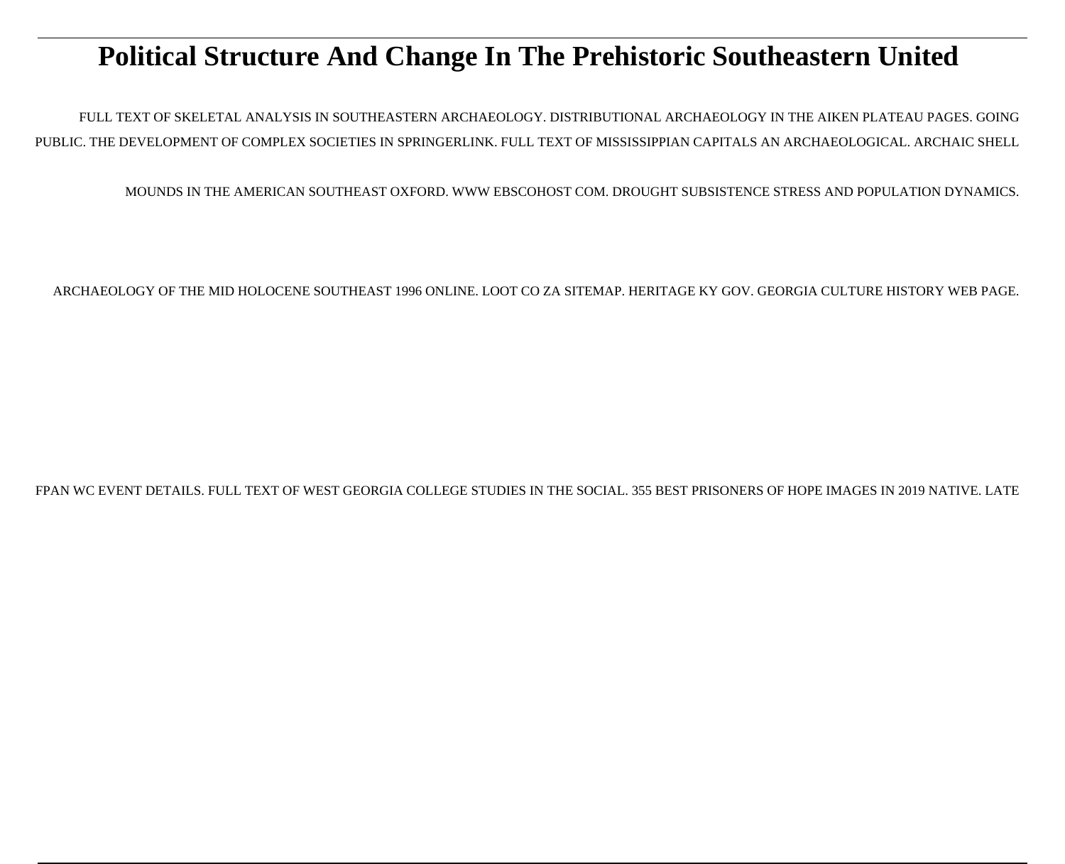# Political Structure And Change In The Prehistoric Southeastern United

FULL TEXT OF SKELETAL ANALYSIS IN SOUTHEASTERN ARCHAEOLOGY. DISTRIBUTIONAL ARCHAEOLOGY IN THE AIKEN PLATEAU PAGES. GOING PUBLIC. THE DEVELOPMENT OF COMPLEX SOCIETIES IN SPRINGERLINK. FULL TEXT OF MISSISSIPPIAN CAPITALS AN ARCHAEOLOGICAL. ARCHAIC SHELL MOUNDS IN THE AMERICAN SOUTHEAST OXFORD. WWW EBSCOHOST COM. DROUGHT SUBSISTENCE STRESS AND POPULATION DYNAMICS. ARCHAEOLOGY OF THE MID HOLOCENE SOUTHEAST 1996 ONLINE. LOOT CO ZA SITEMAP. HERITAGE KY GOV. GEORGIA CULTURE HISTORY WEB PAGE. FPAN WC EVENT DETAILS. FULL TEXT OF WEST GEORGIA COLLEGE STUDIES IN THE SOCIAL. 355 BEST PRISONERS OF HOPE IMAGES IN 2019 NATIVE. LATE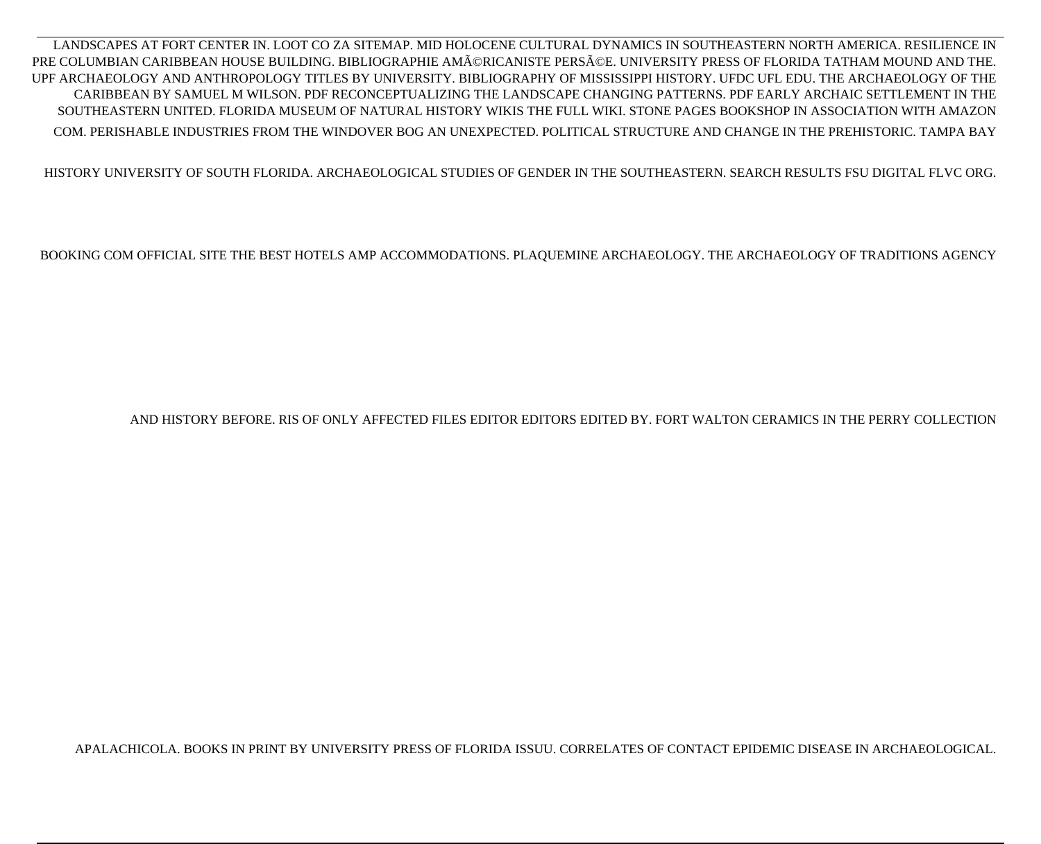LANDSCAPES AT FORT CENTER IN. LOOT CO ZA SITEMAP. MID HOLOCENE CULTURAL DYNAMICS IN SOUTHEASTERN NORTH AMERICA. RESILIENCE IN PRE COLUMBIAN CARIBBEAN HOUSE BUILDING. BIBLIOGRAPHIE AMÃ©RICANISTE PERSÃ©E. UNIVERSITY PRESS OF FLORIDA TATHAM MOUND AND THE. UPF ARCHAEOLOGY AND ANTHROPOLOGY TITLES BY UNIVERSITY. BIBLIOGRAPHY OF MISSISSIPPI HISTORY. UFDC UFL EDU. THE ARCHAEOLOGY OF THE CARIBBEAN BY SAMUEL M WILSON. PDF RECONCEPTUALIZING THE LANDSCAPE CHANGING PATTERNS. PDF EARLY ARCHAIC SETTLEMENT IN THE SOUTHEASTERN UNITED. FLORIDA MUSEUM OF NATURAL HISTORY WIKIS THE FULL WIKI. STONE PAGES BOOKSHOP IN ASSOCIATION WITH AMAZON COM. PERISHABLE INDUSTRIES FROM THE WINDOVER BOG AN UNEXPECTED. POLITICAL STRUCTURE AND CHANGE IN THE PREHISTORIC. TAMPA BAY HISTORY UNIVERSITY OF SOUTH FLORIDA. ARCHAEOLOGICAL STUDIES OF GENDER IN THE SOUTHEASTERN. SEARCH RESULTS FSU DIGITAL FLVC ORG.

BOOKING COM OFFICIAL SITE THE BEST HOTELS AMP ACCOMMODATIONS. PLAQUEMINE ARCHAEOLOGY. THE ARCHAEOLOGY OF TRADITIONS AGENCY

AND HISTORY BEFORE. RIS OF ONLY AFFECTED FILES EDITOR EDITORS EDITED BY. FORT WALTON CERAMICS IN THE PERRY COLLECTION

APALACHICOLA. BOOKS IN PRINT BY UNIVERSITY PRESS OF FLORIDA ISSUU. CORRELATES OF CONTACT EPIDEMIC DISEASE IN ARCHAEOLOGICAL.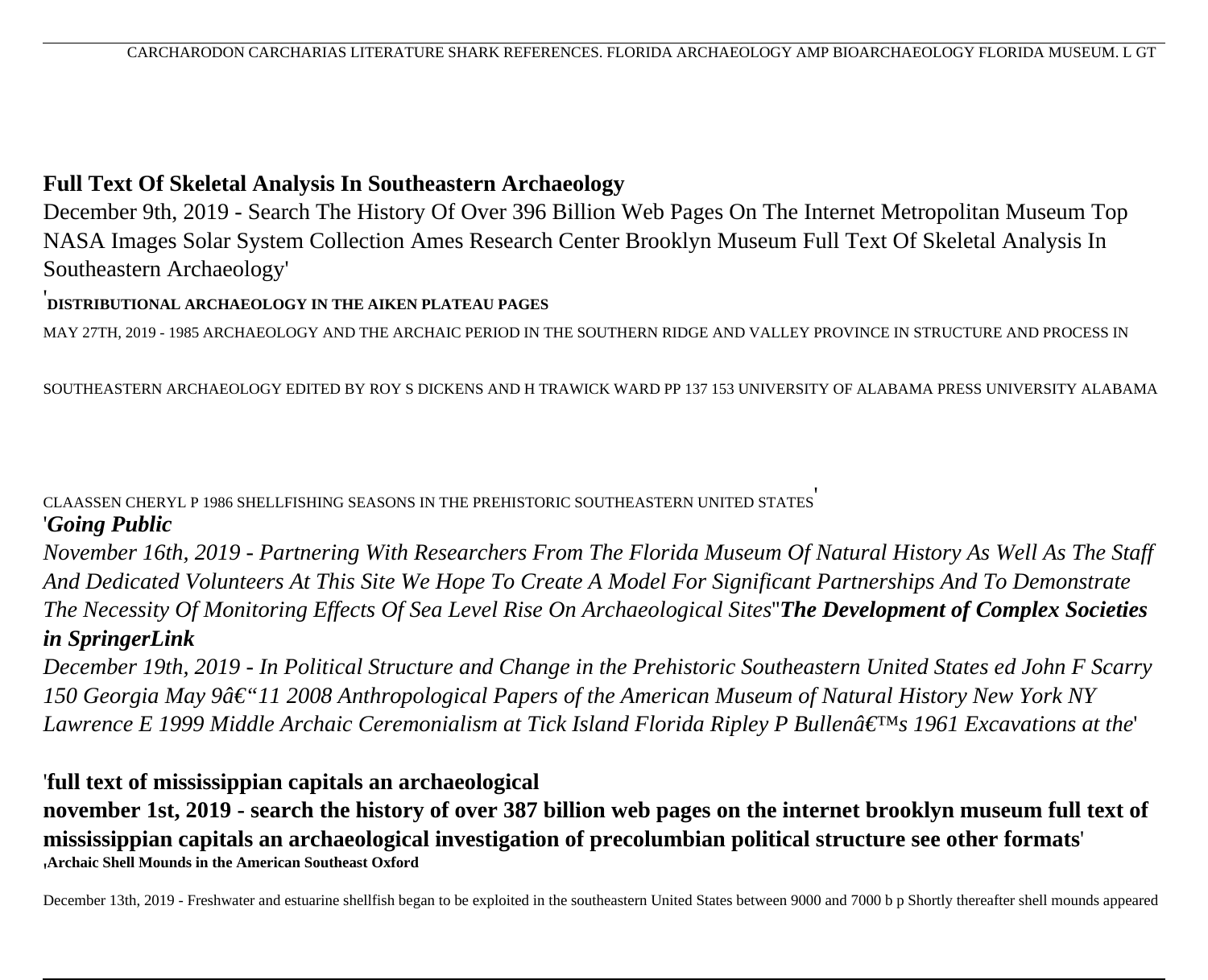CARCHARODON CARCHARIAS LITERATURE SHARK REFERENCES. FLORIDA ARCHAEOLOGY AMP BIOARCHAEOLOGY FLORIDA MUSEUM. L GT

**Full Text Of Skeletal Analysis In Southeastern Archaeology**

December 9th, 2019 - Search The History Of Over 396 Billion Web Pages On The Internet Metropolitan Museum Top NASA Images Solar System Collection Ames Research Center Brooklyn Museum Full Text Of Skeletal Analysis In Southeastern Archaeology'

'**DISTRIBUTIONAL ARCHAEOLOGY IN THE AIKEN PLATEAU PAGES**

MAY 27TH, 2019 - 1985 ARCHAEOLOGY AND THE ARCHAIC PERIOD IN THE SOUTHERN RIDGE AND VALLEY PROVINCE IN STRUCTURE AND PROCESS IN SOUTHEASTERN ARCHAEOLOGY EDITED BY ROY S DICKENS AND H TRAWICK WARD PP 137 153 UNIVERSITY OF ALABAMA PRESS UNIVERSITY ALABAMA CLAASSEN CHERYL P 1986 SHELLFISHING SEASONS IN THE PREHISTORIC SOUTHEASTERN UNITED STATES'

'***Going Public***

*November 16th, 2019 - Partnering With Researchers From The Florida Museum Of Natural History As Well As The Staff And Dedicated Volunteers At This Site We Hope To Create A Model For Significant Partnerships And To Demonstrate The Necessity Of Monitoring Effects Of Sea Level Rise On Archaeological Sites*''***The Development of Complex Societies in SpringerLink***

*December 19th, 2019 - In Political Structure and Change in the Prehistoric Southeastern United States ed John F Scarry 150 Georgia May 9â€"11 2008 Anthropological Papers of the American Museum of Natural History New York NY Lawrence E 1999 Middle Archaic Ceremonialism at Tick Island Florida Ripley P Bullenâ€™s 1961 Excavations at the*'

'**full text of mississippian capitals an archaeological**

**november 1st, 2019 - search the history of over 387 billion web pages on the internet brooklyn museum full text of mississippian capitals an archaeological investigation of precolumbian political structure see other formats**'

'**Archaic Shell Mounds in the American Southeast Oxford**

December 13th, 2019 - Freshwater and estuarine shellfish began to be exploited in the southeastern United States between 9000 and 7000 b p Shortly thereafter shell mounds appeared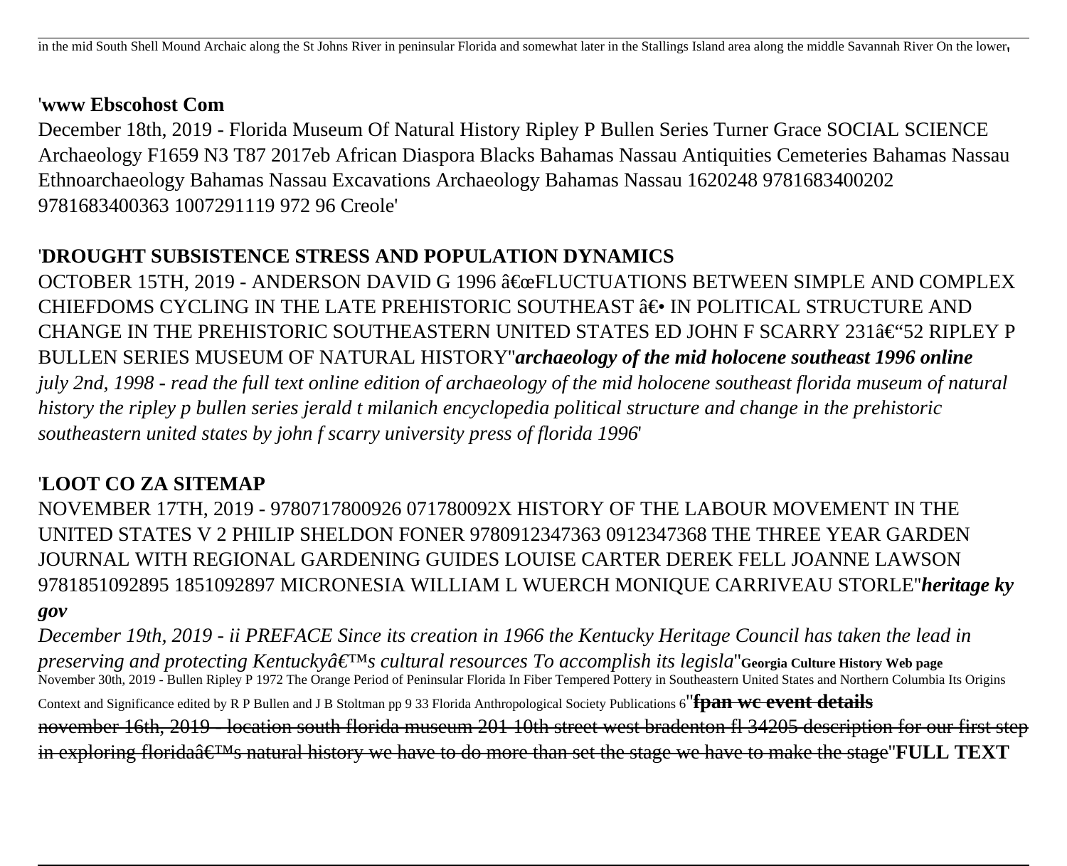in the mid South Shell Mound Archaic along the St Johns River in peninsular Florida and somewhat later in the Stallings Island area along the middle Savannah River On the lower'

'**www Ebscohost Com**

December 18th, 2019 - Florida Museum Of Natural History Ripley P Bullen Series Turner Grace SOCIAL SCIENCE Archaeology F1659 N3 T87 2017eb African Diaspora Blacks Bahamas Nassau Antiquities Cemeteries Bahamas Nassau Ethnoarchaeology Bahamas Nassau Excavations Archaeology Bahamas Nassau 1620248 9781683400202 9781683400363 1007291119 972 96 Creole'

'**DROUGHT SUBSISTENCE STRESS AND POPULATION DYNAMICS**

OCTOBER 15TH, 2019 - ANDERSON DAVID G 1996 â€œFLUCTUATIONS BETWEEN SIMPLE AND COMPLEX CHIEFDOMS CYCLING IN THE LATE PREHISTORIC SOUTHEAST â€• IN POLITICAL STRUCTURE AND CHANGE IN THE PREHISTORIC SOUTHEASTERN UNITED STATES ED JOHN F SCARRY 231â€"52 RIPLEY P BULLEN SERIES MUSEUM OF NATURAL HISTORY''***archaeology of the mid holocene southeast 1996 online***
*july 2nd, 1998 - read the full text online edition of archaeology of the mid holocene southeast florida museum of natural history the ripley p bullen series jerald t milanich encyclopedia political structure and change in the prehistoric southeastern united states by john f scarry university press of florida 1996*'

'**LOOT CO ZA SITEMAP**

NOVEMBER 17TH, 2019 - 9780717800926 071780092X HISTORY OF THE LABOUR MOVEMENT IN THE UNITED STATES V 2 PHILIP SHELDON FONER 9780912347363 0912347368 THE THREE YEAR GARDEN JOURNAL WITH REGIONAL GARDENING GUIDES LOUISE CARTER DEREK FELL JOANNE LAWSON 9781851092895 1851092897 MICRONESIA WILLIAM L WUERCH MONIQUE CARRIVEAU STORLE''***heritage ky gov***
*December 19th, 2019 - ii PREFACE Since its creation in 1966 the Kentucky Heritage Council has taken the lead in preserving and protecting Kentuckyâ€™s cultural resources To accomplish its legisla*''**Georgia Culture History Web page**
November 30th, 2019 - Bullen Ripley P 1972 The Orange Period of Peninsular Florida In Fiber Tempered Pottery in Southeastern United States and Northern Columbia Its Origins Context and Significance edited by R P Bullen and J B Stoltman pp 9 33 Florida Anthropological Society Publications 6''**fpan wc event details**
~~november 16th, 2019 - location south florida museum 201 10th street west bradenton fl 34205 description for our first step in exploring floridaâ€™s natural history we have to do more than set the stage we have to make the stage~~''**FULL TEXT**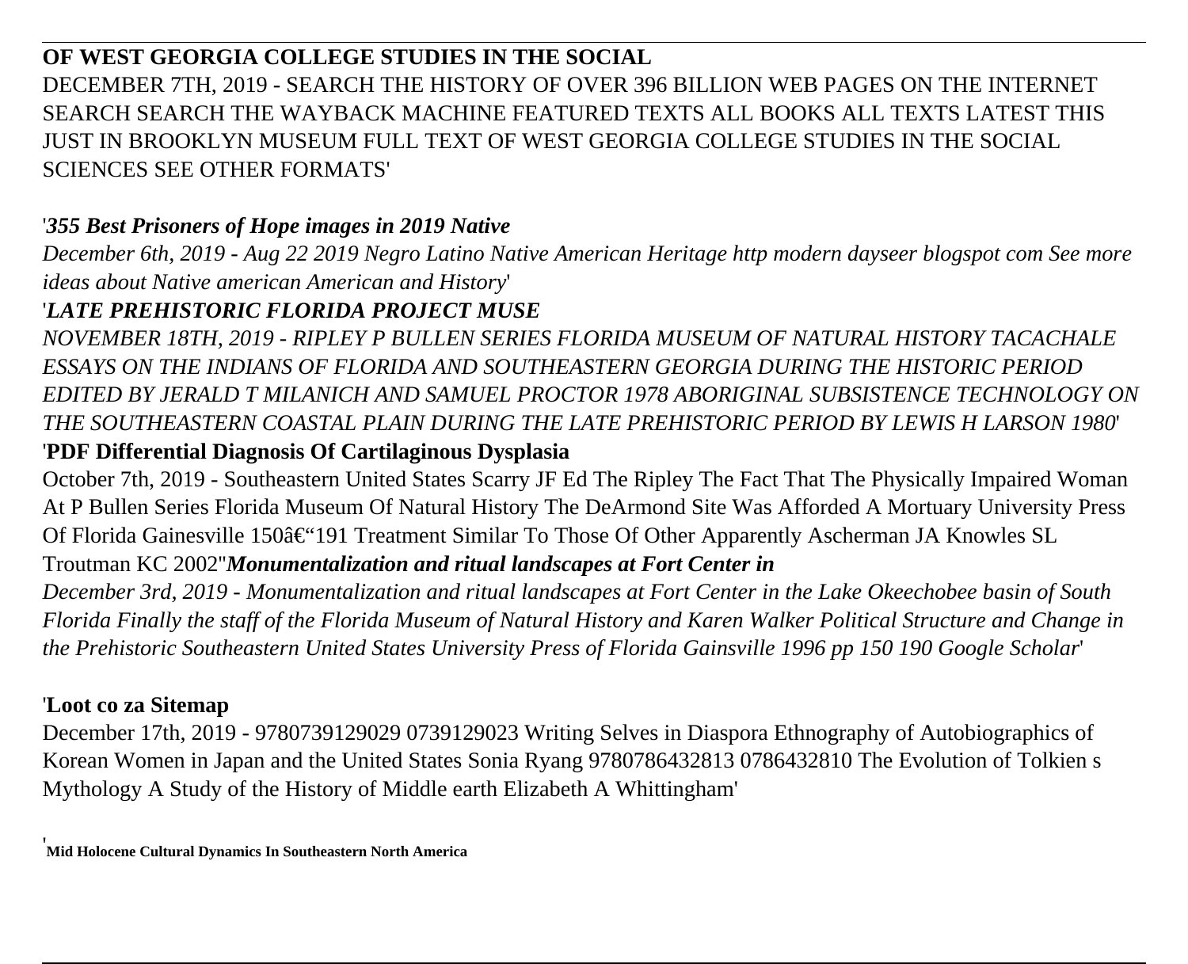**OF WEST GEORGIA COLLEGE STUDIES IN THE SOCIAL**

DECEMBER 7TH, 2019 - SEARCH THE HISTORY OF OVER 396 BILLION WEB PAGES ON THE INTERNET SEARCH SEARCH THE WAYBACK MACHINE FEATURED TEXTS ALL BOOKS ALL TEXTS LATEST THIS JUST IN BROOKLYN MUSEUM FULL TEXT OF WEST GEORGIA COLLEGE STUDIES IN THE SOCIAL SCIENCES SEE OTHER FORMATS'

'***355 Best Prisoners of Hope images in 2019 Native***

*December 6th, 2019 - Aug 22 2019 Negro Latino Native American Heritage http modern dayseer blogspot com See more ideas about Native american American and History*'

'***LATE PREHISTORIC FLORIDA PROJECT MUSE***

*NOVEMBER 18TH, 2019 - RIPLEY P BULLEN SERIES FLORIDA MUSEUM OF NATURAL HISTORY TACACHALE ESSAYS ON THE INDIANS OF FLORIDA AND SOUTHEASTERN GEORGIA DURING THE HISTORIC PERIOD EDITED BY JERALD T MILANICH AND SAMUEL PROCTOR 1978 ABORIGINAL SUBSISTENCE TECHNOLOGY ON THE SOUTHEASTERN COASTAL PLAIN DURING THE LATE PREHISTORIC PERIOD BY LEWIS H LARSON 1980*'

'**PDF Differential Diagnosis Of Cartilaginous Dysplasia**

October 7th, 2019 - Southeastern United States Scarry JF Ed The Ripley The Fact That The Physically Impaired Woman At P Bullen Series Florida Museum Of Natural History The DeArmond Site Was Afforded A Mortuary University Press Of Florida Gainesville 150â€“191 Treatment Similar To Those Of Other Apparently Ascherman JA Knowles SL Troutman KC 2002''***Monumentalization and ritual landscapes at Fort Center in***

*December 3rd, 2019 - Monumentalization and ritual landscapes at Fort Center in the Lake Okeechobee basin of South Florida Finally the staff of the Florida Museum of Natural History and Karen Walker Political Structure and Change in the Prehistoric Southeastern United States University Press of Florida Gainsville 1996 pp 150 190 Google Scholar*'

'**Loot co za Sitemap**

December 17th, 2019 - 9780739129029 0739129023 Writing Selves in Diaspora Ethnography of Autobiographics of Korean Women in Japan and the United States Sonia Ryang 9780786432813 0786432810 The Evolution of Tolkien s Mythology A Study of the History of Middle earth Elizabeth A Whittingham'

'**Mid Holocene Cultural Dynamics In Southeastern North America**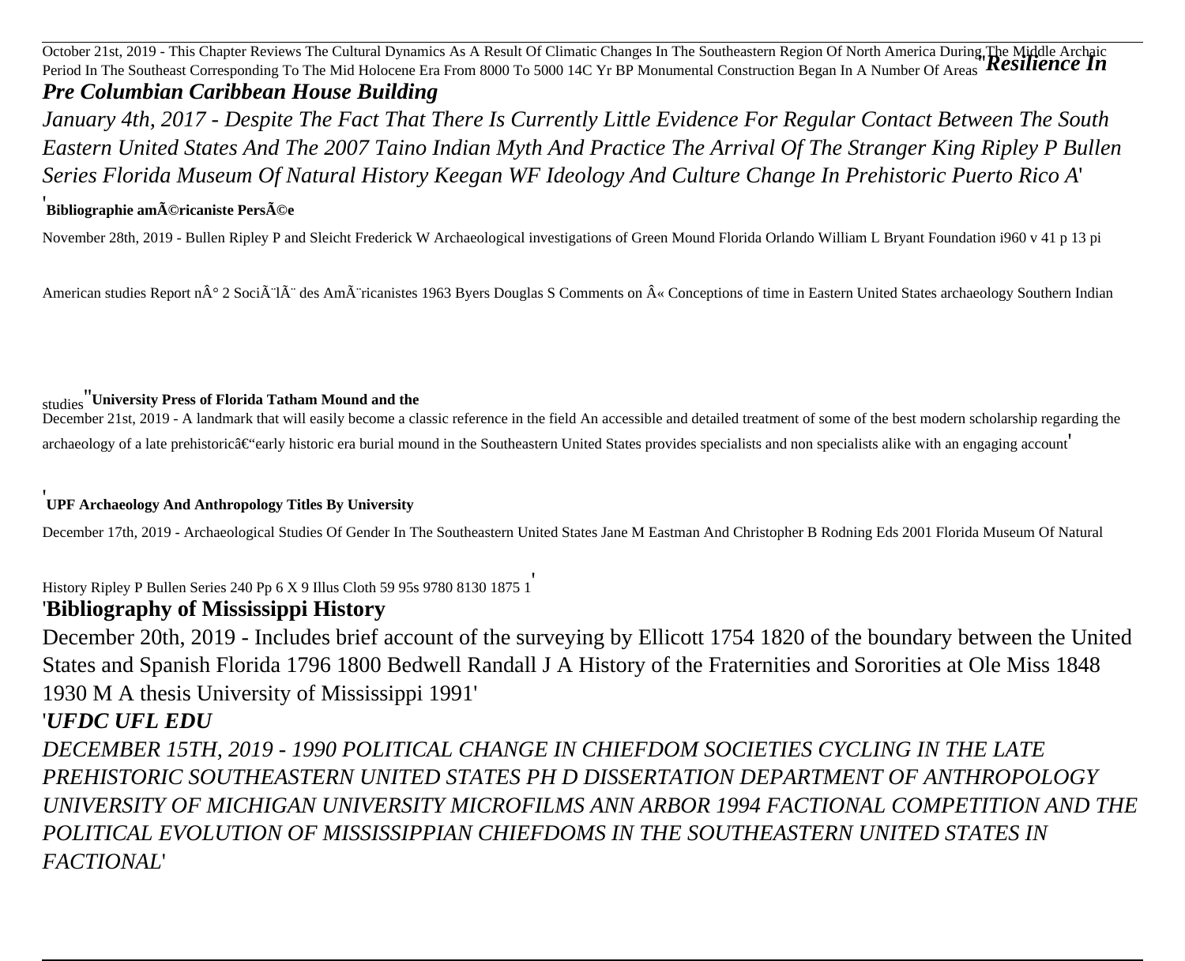October 21st, 2019 - This Chapter Reviews The Cultural Dynamics As A Result Of Climatic Changes In The Southeastern Region Of North America During The Middle Archaic Period In The Southeast Corresponding To The Mid Holocene Era From 8000 To 5000 14C Yr BP Monumental Construction Began In A Number Of Areas''***Resilience In Pre Columbian Caribbean House Building***

*January 4th, 2017 - Despite The Fact That There Is Currently Little Evidence For Regular Contact Between The South Eastern United States And The 2007 Taino Indian Myth And Practice The Arrival Of The Stranger King Ripley P Bullen Series Florida Museum Of Natural History Keegan WF Ideology And Culture Change In Prehistoric Puerto Rico A'*

'**Bibliographie amÃ©ricaniste PersÃ©e**

November 28th, 2019 - Bullen Ripley P and Sleicht Frederick W Archaeological investigations of Green Mound Florida Orlando William L Bryant Foundation i960 v 41 p 13 pi

American studies Report nÂ° 2 SociÃ¨lÃ¨ des AmÃ¨ricanistes 1963 Byers Douglas S Comments on Â« Conceptions of time in Eastern United States archaeology Southern Indian

studies''**University Press of Florida Tatham Mound and the**

December 21st, 2019 - A landmark that will easily become a classic reference in the field An accessible and detailed treatment of some of the best modern scholarship regarding the archaeology of a late prehistoricâ€"early historic era burial mound in the Southeastern United States provides specialists and non specialists alike with an engaging account'

'**UPF Archaeology And Anthropology Titles By University**

December 17th, 2019 - Archaeological Studies Of Gender In The Southeastern United States Jane M Eastman And Christopher B Rodning Eds 2001 Florida Museum Of Natural History Ripley P Bullen Series 240 Pp 6 X 9 Illus Cloth 59 95s 9780 8130 1875 1'

'**Bibliography of Mississippi History**

December 20th, 2019 - Includes brief account of the surveying by Ellicott 1754 1820 of the boundary between the United States and Spanish Florida 1796 1800 Bedwell Randall J A History of the Fraternities and Sororities at Ole Miss 1848 1930 M A thesis University of Mississippi 1991'

'***UFDC UFL EDU***

*DECEMBER 15TH, 2019 - 1990 POLITICAL CHANGE IN CHIEFDOM SOCIETIES CYCLING IN THE LATE PREHISTORIC SOUTHEASTERN UNITED STATES PH D DISSERTATION DEPARTMENT OF ANTHROPOLOGY UNIVERSITY OF MICHIGAN UNIVERSITY MICROFILMS ANN ARBOR 1994 FACTIONAL COMPETITION AND THE POLITICAL EVOLUTION OF MISSISSIPPIAN CHIEFDOMS IN THE SOUTHEASTERN UNITED STATES IN FACTIONAL'*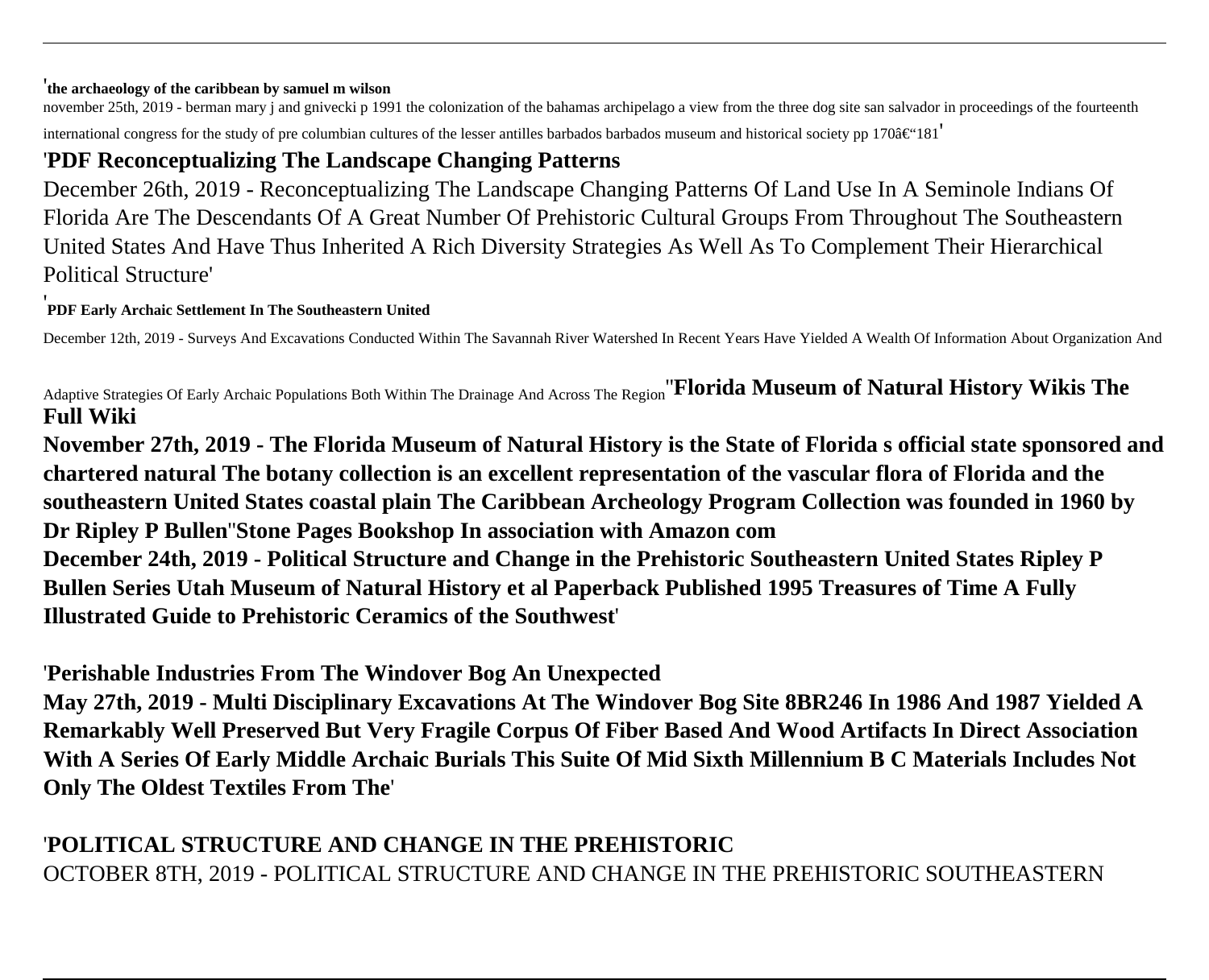'**the archaeology of the caribbean by samuel m wilson**

november 25th, 2019 - berman mary j and gnivecki p 1991 the colonization of the bahamas archipelago a view from the three dog site san salvador in proceedings of the fourteenth international congress for the study of pre columbian cultures of the lesser antilles barbados barbados museum and historical society pp 170â€"181'

'**PDF Reconceptualizing The Landscape Changing Patterns**

December 26th, 2019 - Reconceptualizing The Landscape Changing Patterns Of Land Use In A Seminole Indians Of Florida Are The Descendants Of A Great Number Of Prehistoric Cultural Groups From Throughout The Southeastern United States And Have Thus Inherited A Rich Diversity Strategies As Well As To Complement Their Hierarchical Political Structure'

'**PDF Early Archaic Settlement In The Southeastern United**

December 12th, 2019 - Surveys And Excavations Conducted Within The Savannah River Watershed In Recent Years Have Yielded A Wealth Of Information About Organization And Adaptive Strategies Of Early Archaic Populations Both Within The Drainage And Across The Region''**Florida Museum of Natural History Wikis The Full Wiki**

**November 27th, 2019 - The Florida Museum of Natural History is the State of Florida s official state sponsored and chartered natural The botany collection is an excellent representation of the vascular flora of Florida and the southeastern United States coastal plain The Caribbean Archeology Program Collection was founded in 1960 by Dr Ripley P Bullen**''**Stone Pages Bookshop In association with Amazon com**

**December 24th, 2019 - Political Structure and Change in the Prehistoric Southeastern United States Ripley P Bullen Series Utah Museum of Natural History et al Paperback Published 1995 Treasures of Time A Fully Illustrated Guide to Prehistoric Ceramics of the Southwest**'

'**Perishable Industries From The Windover Bog An Unexpected**

**May 27th, 2019 - Multi Disciplinary Excavations At The Windover Bog Site 8BR246 In 1986 And 1987 Yielded A Remarkably Well Preserved But Very Fragile Corpus Of Fiber Based And Wood Artifacts In Direct Association With A Series Of Early Middle Archaic Burials This Suite Of Mid Sixth Millennium B C Materials Includes Not Only The Oldest Textiles From The**'

'**POLITICAL STRUCTURE AND CHANGE IN THE PREHISTORIC**

OCTOBER 8TH, 2019 - POLITICAL STRUCTURE AND CHANGE IN THE PREHISTORIC SOUTHEASTERN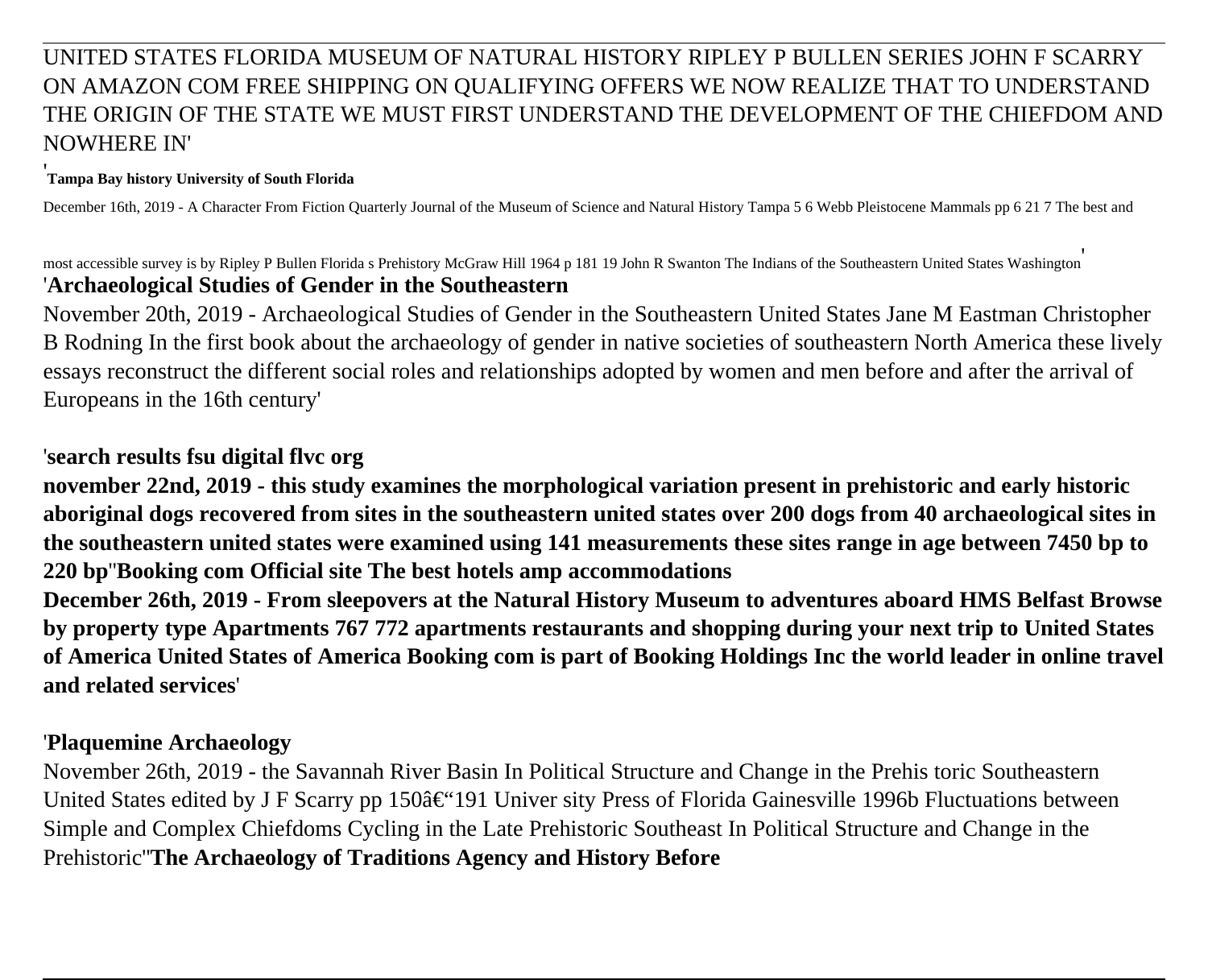UNITED STATES FLORIDA MUSEUM OF NATURAL HISTORY RIPLEY P BULLEN SERIES JOHN F SCARRY ON AMAZON COM FREE SHIPPING ON QUALIFYING OFFERS WE NOW REALIZE THAT TO UNDERSTAND THE ORIGIN OF THE STATE WE MUST FIRST UNDERSTAND THE DEVELOPMENT OF THE CHIEFDOM AND NOWHERE IN'

'**Tampa Bay history University of South Florida**

December 16th, 2019 - A Character From Fiction Quarterly Journal of the Museum of Science and Natural History Tampa 5 6 Webb Pleistocene Mammals pp 6 21 7 The best and most accessible survey is by Ripley P Bullen Florida s Prehistory McGraw Hill 1964 p 181 19 John R Swanton The Indians of the Southeastern United States Washington'

'**Archaeological Studies of Gender in the Southeastern**

November 20th, 2019 - Archaeological Studies of Gender in the Southeastern United States Jane M Eastman Christopher B Rodning In the first book about the archaeology of gender in native societies of southeastern North America these lively essays reconstruct the different social roles and relationships adopted by women and men before and after the arrival of Europeans in the 16th century'

'**search results fsu digital flvc org**

**november 22nd, 2019 - this study examines the morphological variation present in prehistoric and early historic aboriginal dogs recovered from sites in the southeastern united states over 200 dogs from 40 archaeological sites in the southeastern united states were examined using 141 measurements these sites range in age between 7450 bp to 220 bp**''**Booking com Official site The best hotels amp accommodations**

**December 26th, 2019 - From sleepovers at the Natural History Museum to adventures aboard HMS Belfast Browse by property type Apartments 767 772 apartments restaurants and shopping during your next trip to United States of America United States of America Booking com is part of Booking Holdings Inc the world leader in online travel and related services**'

'**Plaquemine Archaeology**

November 26th, 2019 - the Savannah River Basin In Political Structure and Change in the Prehis toric Southeastern United States edited by J F Scarry pp 150â€"191 Univer sity Press of Florida Gainesville 1996b Fluctuations between Simple and Complex Chiefdoms Cycling in the Late Prehistoric Southeast In Political Structure and Change in the Prehistoric''**The Archaeology of Traditions Agency and History Before**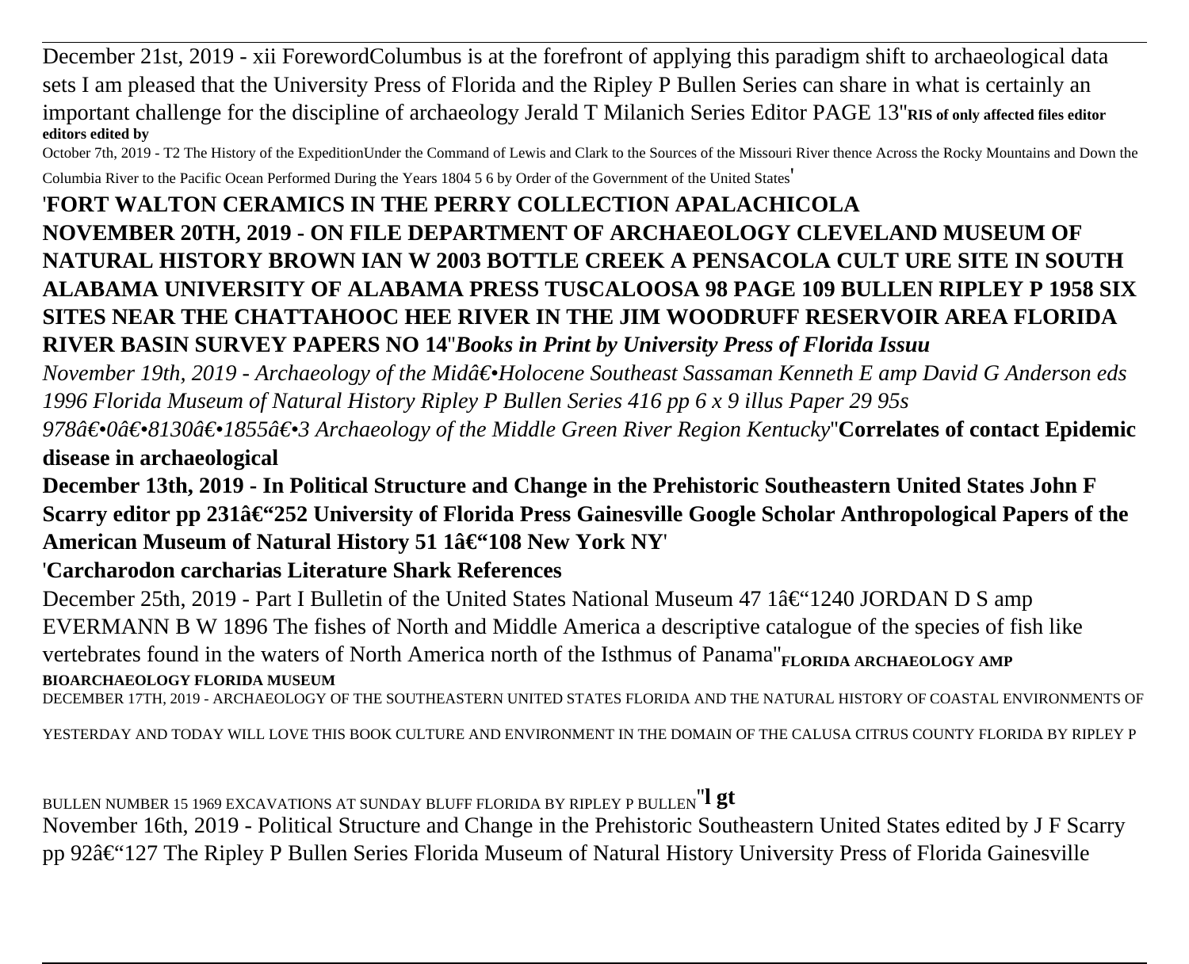December 21st, 2019 - xii ForewordColumbus is at the forefront of applying this paradigm shift to archaeological data sets I am pleased that the University Press of Florida and the Ripley P Bullen Series can share in what is certainly an important challenge for the discipline of archaeology Jerald T Milanich Series Editor PAGE 13''**RIS of only affected files editor editors edited by**

October 7th, 2019 - T2 The History of the ExpeditionUnder the Command of Lewis and Clark to the Sources of the Missouri River thence Across the Rocky Mountains and Down the Columbia River to the Pacific Ocean Performed During the Years 1804 5 6 by Order of the Government of the United States'

'**FORT WALTON CERAMICS IN THE PERRY COLLECTION APALACHICOLA NOVEMBER 20TH, 2019 - ON FILE DEPARTMENT OF ARCHAEOLOGY CLEVELAND MUSEUM OF NATURAL HISTORY BROWN IAN W 2003 BOTTLE CREEK A PENSACOLA CULT URE SITE IN SOUTH ALABAMA UNIVERSITY OF ALABAMA PRESS TUSCALOOSA 98 PAGE 109 BULLEN RIPLEY P 1958 SIX SITES NEAR THE CHATTAHOOC HEE RIVER IN THE JIM WOODRUFF RESERVOIR AREA FLORIDA RIVER BASIN SURVEY PAPERS NO 14**''***Books in Print by University Press of Florida Issuu***

*November 19th, 2019 - Archaeology of the Midâ€•Holocene Southeast Sassaman Kenneth E amp David G Anderson eds 1996 Florida Museum of Natural History Ripley P Bullen Series 416 pp 6 x 9 illus Paper 29 95s 978â€•0â€•8130â€•1855â€•3 Archaeology of the Middle Green River Region Kentucky*''**Correlates of contact Epidemic disease in archaeological**

**December 13th, 2019 - In Political Structure and Change in the Prehistoric Southeastern United States John F Scarry editor pp 231â€“252 University of Florida Press Gainesville Google Scholar Anthropological Papers of the American Museum of Natural History 51 1â€“108 New York NY**'

'**Carcharodon carcharias Literature Shark References**

December 25th, 2019 - Part I Bulletin of the United States National Museum 47 1â€“1240 JORDAN D S amp EVERMANN B W 1896 The fishes of North and Middle America a descriptive catalogue of the species of fish like vertebrates found in the waters of North America north of the Isthmus of Panama''**FLORIDA ARCHAEOLOGY AMP BIOARCHAEOLOGY FLORIDA MUSEUM**

DECEMBER 17TH, 2019 - ARCHAEOLOGY OF THE SOUTHEASTERN UNITED STATES FLORIDA AND THE NATURAL HISTORY OF COASTAL ENVIRONMENTS OF YESTERDAY AND TODAY WILL LOVE THIS BOOK CULTURE AND ENVIRONMENT IN THE DOMAIN OF THE CALUSA CITRUS COUNTY FLORIDA BY RIPLEY P BULLEN NUMBER 15 1969 EXCAVATIONS AT SUNDAY BLUFF FLORIDA BY RIPLEY P BULLEN''**l gt**

November 16th, 2019 - Political Structure and Change in the Prehistoric Southeastern United States edited by J F Scarry pp 92â€“127 The Ripley P Bullen Series Florida Museum of Natural History University Press of Florida Gainesville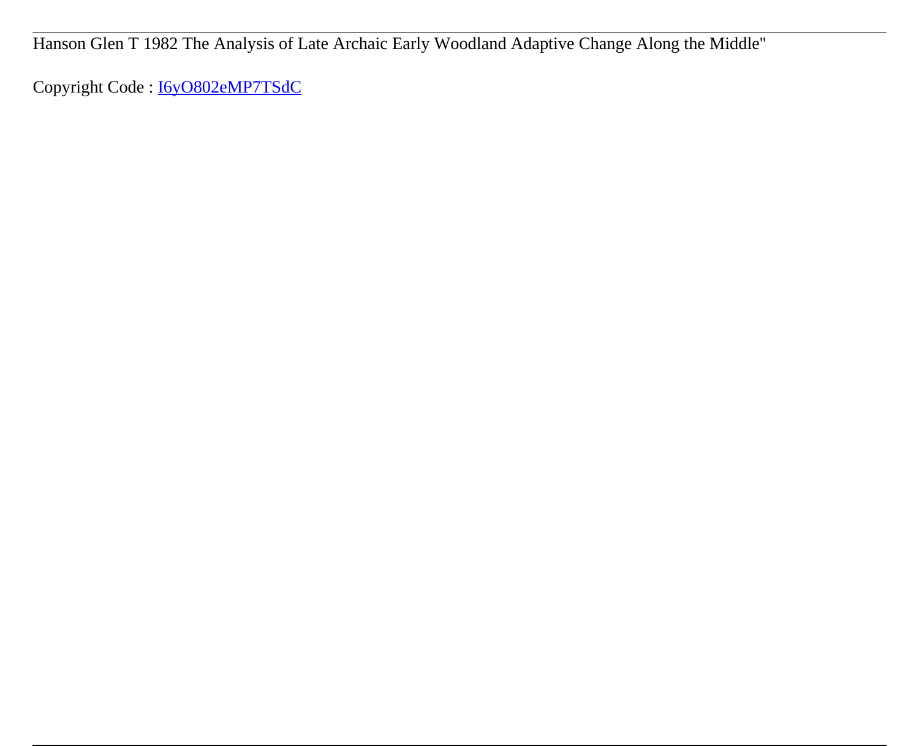Hanson Glen T 1982 The Analysis of Late Archaic Early Woodland Adaptive Change Along the Middle"

Copyright Code : I6yO802eMP7TSdC